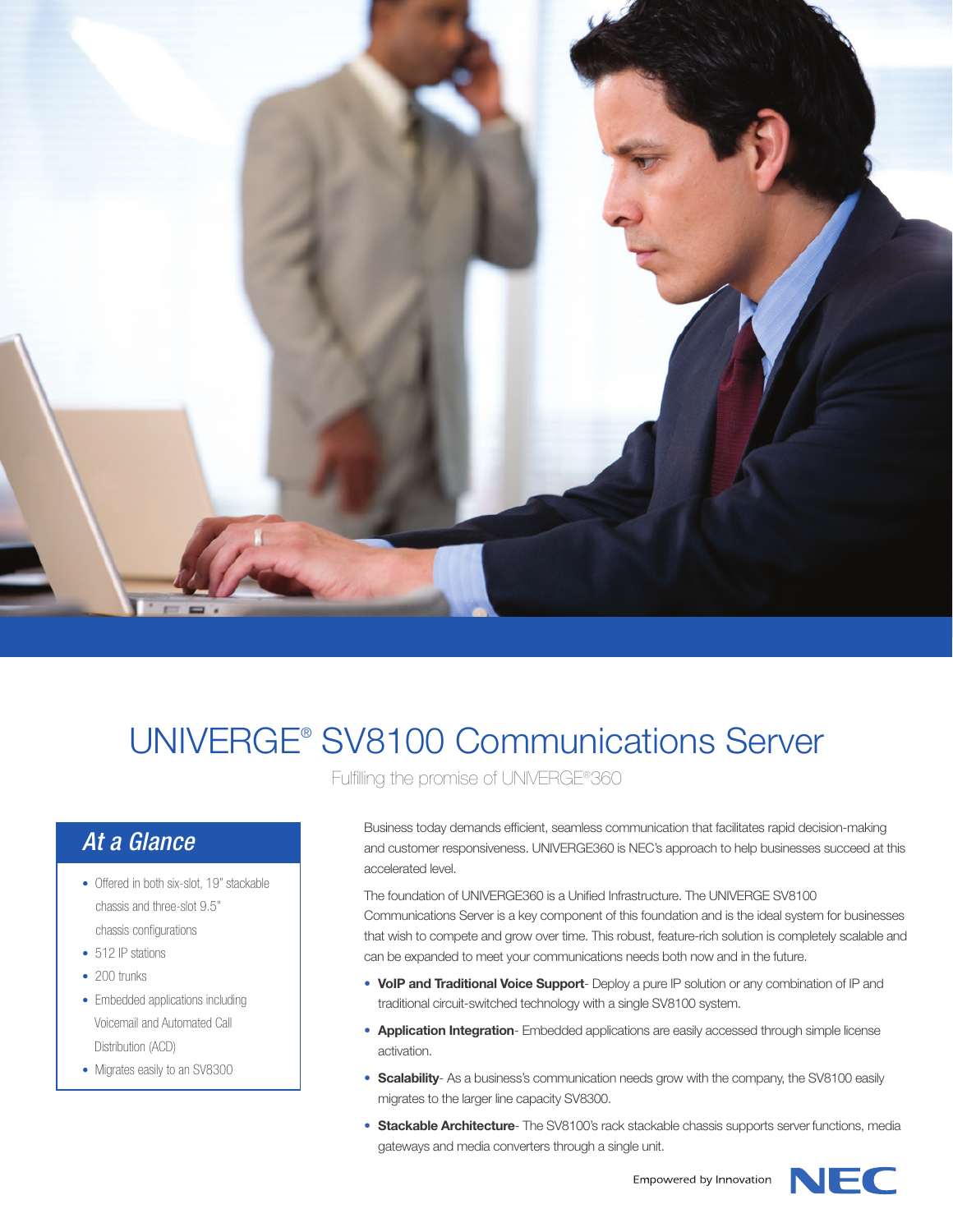# UNIVERGE® SV8100 Communications Server

Fulfilling the promise of UNIVERGE®360

## At a Glance

- Offered in both six-slot, 19" stackable chassis and three-slot 9.5" chassis configurations
- 512 IP stations
- 200 trunks
- Embedded applications including Voicemail and Automated Call Distribution (ACD)
- Migrates easily to an SV8300

Business today demands efficient, seamless communication that facilitates rapid decision-making and customer responsiveness. UNIVERGE360 is NEC's approach to help businesses succeed at this accelerated level.

The foundation of UNIVERGE360 is a Unified Infrastructure. The UNIVERGE SV8100 Communications Server is a key component of this foundation and is the ideal system for businesses that wish to compete and grow over time. This robust, feature-rich solution is completely scalable and can be expanded to meet your communications needs both now and in the future.

- **VoIP and Traditional Voice Support**- Deploy a pure IP solution or any combination of IP and traditional circuit-switched technology with a single SV8100 system.
- **Application Integration**- Embedded applications are easily accessed through simple license activation.
- **Scalability**- As a business's communication needs grow with the company, the SV8100 easily migrates to the larger line capacity SV8300.
- **Stackable Architecture**- The SV8100's rack stackable chassis supports server functions, media gateways and media converters through a single unit.

Empowered by Innovation NEC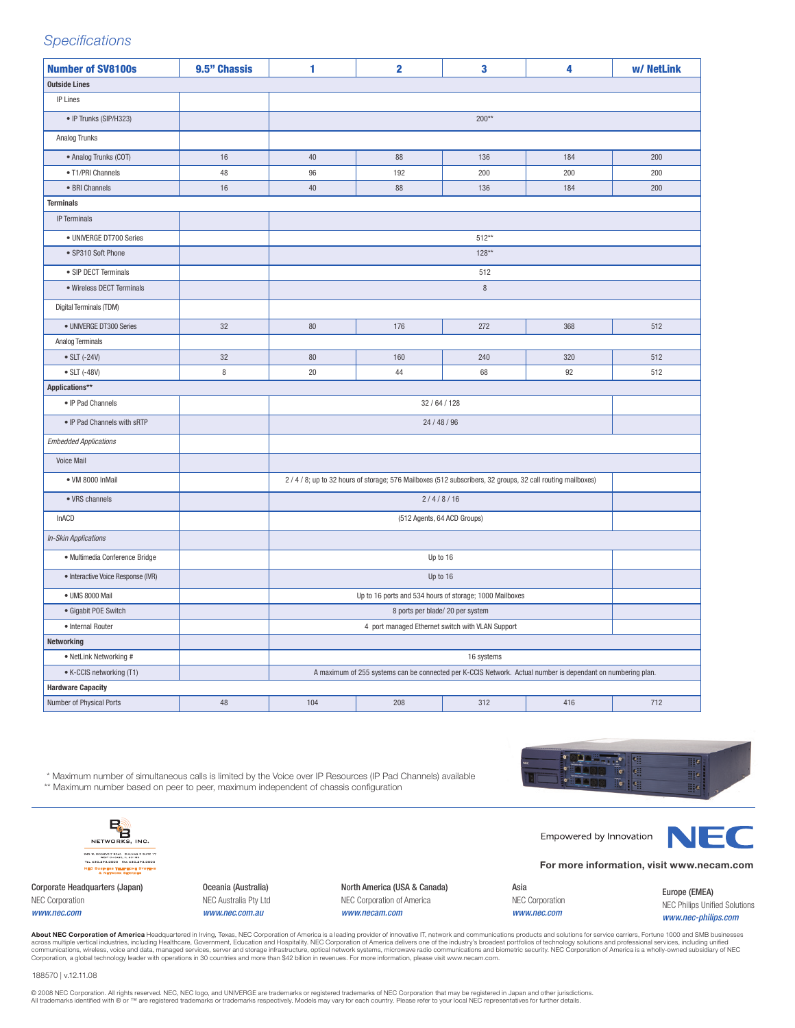## Specifications

| Number of SV8100s | 9.5" Chassis | 1 | 2 | 3 | 4 | w/ NetLink |
|---|---|---|---|---|---|---|
| **Outside Lines** | | | | | | |
| IP Lines | | | | | | |
| • IP Trunks (SIP/H323) | | 200** | | | | |
| Analog Trunks | | | | | | |
| • Analog Trunks (COT) | 16 | 40 | 88 | 136 | 184 | 200 |
| • T1/PRI Channels | 48 | 96 | 192 | 200 | 200 | 200 |
| • BRI Channels | 16 | 40 | 88 | 136 | 184 | 200 |
| **Terminals** | | | | | | |
| IP Terminals | | | | | | |
| • UNIVERGE DT700 Series | | 512** | | | | |
| • SP310 Soft Phone | | 128** | | | | |
| • SIP DECT Terminals | | 512 | | | | |
| • Wireless DECT Terminals | | 8 | | | | |
| Digital Terminals (TDM) | | | | | | |
| • UNIVERGE DT300 Series | 32 | 80 | 176 | 272 | 368 | 512 |
| Analog Terminals | | | | | | |
| • SLT (-24V) | 32 | 80 | 160 | 240 | 320 | 512 |
| • SLT (-48V) | 8 | 20 | 44 | 68 | 92 | 512 |
| **Applications**** | | | | | | |
| • IP Pad Channels | | 32 / 64 / 128 | | | | |
| • IP Pad Channels with sRTP | | 24 / 48 / 96 | | | | |
| *Embedded Applications* | | | | | | |
| Voice Mail | | | | | | |
| • VM 8000 InMail | | 2 / 4 / 8; up to 32 hours of storage; 576 Mailboxes (512 subscribers, 32 groups, 32 call routing mailboxes) | | | | |
| • VRS channels | | 2 / 4 / 8 / 16 | | | | |
| InACD | | (512 Agents, 64 ACD Groups) | | | | |
| *In-Skin Applications* | | | | | | |
| • Multimedia Conference Bridge | | Up to 16 | | | | |
| • Interactive Voice Response (IVR) | | Up to 16 | | | | |
| • UMS 8000 Mail | | Up to 16 ports and 534 hours of storage; 1000 Mailboxes | | | | |
| • Gigabit POE Switch | | 8 ports per blade/ 20 per system | | | | |
| • Internal Router | | 4 port managed Ethernet switch with VLAN Support | | | | |
| **Networking** | | | | | | |
| • NetLink Networking # | | 16 systems | | | | |
| • K-CCIS networking (T1) | | A maximum of 255 systems can be connected per K-CCIS Network. Actual number is dependant on numbering plan. | | | | |
| **Hardware Capacity** | | | | | | |
| Number of Physical Ports | 48 | 104 | 208 | 312 | 416 | 712 |

\* Maximum number of simultaneous calls is limited by the Voice over IP Resources (IP Pad Channels) available
** Maximum number based on peer to peer, maximum independent of chassis configuration

Empowered by Innovation

NEC

**For more information, visit www.necam.com**

**Corporate Headquarters (Japan)**
NEC Corporation
*www.nec.com*

**Oceania (Australia)**
NEC Australia Pty Ltd
*www.nec.com.au*

**North America (USA & Canada)**
NEC Corporation of America
*www.necam.com*

**Asia**
NEC Corporation
*www.nec.com*

**Europe (EMEA)**
NEC Philips Unified Solutions
*www.nec-philips.com*

**About NEC Corporation of America** Headquartered in Irving, Texas, NEC Corporation of America is a leading provider of innovative IT, network and communications products and solutions for service carriers, Fortune 1000 and SMB businesses across multiple vertical industries, including Healthcare, Government, Education and Hospitality. NEC Corporation of America delivers one of the industry's broadest portfolios of technology solutions and professional services, including unified communications, wireless, voice and data, managed services, server and storage infrastructure, optical network systems, microwave radio communications and biometric security. NEC Corporation of America is a wholly-owned subsidiary of NEC Corporation, a global technology leader with operations in 30 countries and more than $42 billion in revenues. For more information, please visit www.necam.com.

188570 | v.12.11.08

© 2008 NEC Corporation. All rights reserved. NEC, NEC logo, and UNIVERGE are trademarks or registered trademarks of NEC Corporation that may be registered in Japan and other jurisdictions. All trademarks identified with ® or ™ are registered trademarks or trademarks respectively. Models may vary for each country. Please refer to your local NEC representatives for further details.